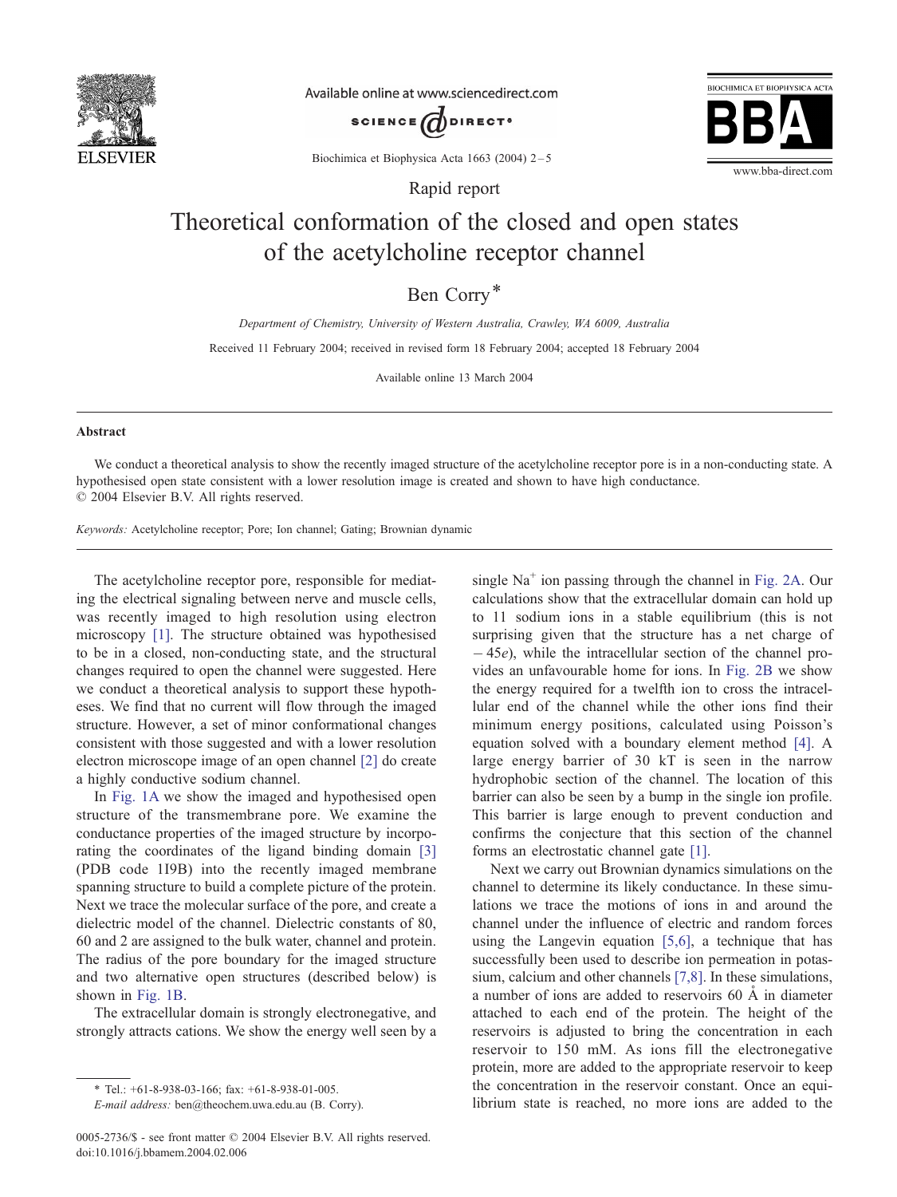Rapid report

# Theoretical conformation of the closed and open states of the acetylcholine receptor channel

Ben Corry*

*Department of Chemistry, University of Western Australia, Crawley, WA 6009, Australia*

Received 11 February 2004; received in revised form 18 February 2004; accepted 18 February 2004

Available online 13 March 2004

## Abstract

We conduct a theoretical analysis to show the recently imaged structure of the acetylcholine receptor pore is in a non-conducting state. A hypothesised open state consistent with a lower resolution image is created and shown to have high conductance.
© 2004 Elsevier B.V. All rights reserved.

*Keywords:* Acetylcholine receptor; Pore; Ion channel; Gating; Brownian dynamic

The acetylcholine receptor pore, responsible for mediating the electrical signaling between nerve and muscle cells, was recently imaged to high resolution using electron microscopy [1]. The structure obtained was hypothesised to be in a closed, non-conducting state, and the structural changes required to open the channel were suggested. Here we conduct a theoretical analysis to support these hypotheses. We find that no current will flow through the imaged structure. However, a set of minor conformational changes consistent with those suggested and with a lower resolution electron microscope image of an open channel [2] do create a highly conductive sodium channel.

In Fig. 1A we show the imaged and hypothesised open structure of the transmembrane pore. We examine the conductance properties of the imaged structure by incorporating the coordinates of the ligand binding domain [3] (PDB code 1I9B) into the recently imaged membrane spanning structure to build a complete picture of the protein. Next we trace the molecular surface of the pore, and create a dielectric model of the channel. Dielectric constants of 80, 60 and 2 are assigned to the bulk water, channel and protein. The radius of the pore boundary for the imaged structure and two alternative open structures (described below) is shown in Fig. 1B.

The extracellular domain is strongly electronegative, and strongly attracts cations. We show the energy well seen by a single $Na^+$ ion passing through the channel in Fig. 2A. Our calculations show that the extracellular domain can hold up to 11 sodium ions in a stable equilibrium (this is not surprising given that the structure has a net charge of $-45e$), while the intracellular section of the channel provides an unfavourable home for ions. In Fig. 2B we show the energy required for a twelfth ion to cross the intracellular end of the channel while the other ions find their minimum energy positions, calculated using Poisson's equation solved with a boundary element method [4]. A large energy barrier of 30 kT is seen in the narrow hydrophobic section of the channel. The location of this barrier can also be seen by a bump in the single ion profile. This barrier is large enough to prevent conduction and confirms the conjecture that this section of the channel forms an electrostatic channel gate [1].

Next we carry out Brownian dynamics simulations on the channel to determine its likely conductance. In these simulations we trace the motions of ions in and around the channel under the influence of electric and random forces using the Langevin equation [5,6], a technique that has successfully been used to describe ion permeation in potassium, calcium and other channels [7,8]. In these simulations, a number of ions are added to reservoirs 60 Å in diameter attached to each end of the protein. The height of the reservoirs is adjusted to bring the concentration in each reservoir to 150 mM. As ions fill the electronegative protein, more are added to the appropriate reservoir to keep the concentration in the reservoir constant. Once an equilibrium state is reached, no more ions are added to the

* Tel.: +61-8-938-03-166; fax: +61-8-938-01-005.
*E-mail address:* ben@theochem.uwa.edu.au (B. Corry).

0005-2736/$ - see front matter © 2004 Elsevier B.V. All rights reserved.
doi:10.1016/j.bbamem.2004.02.006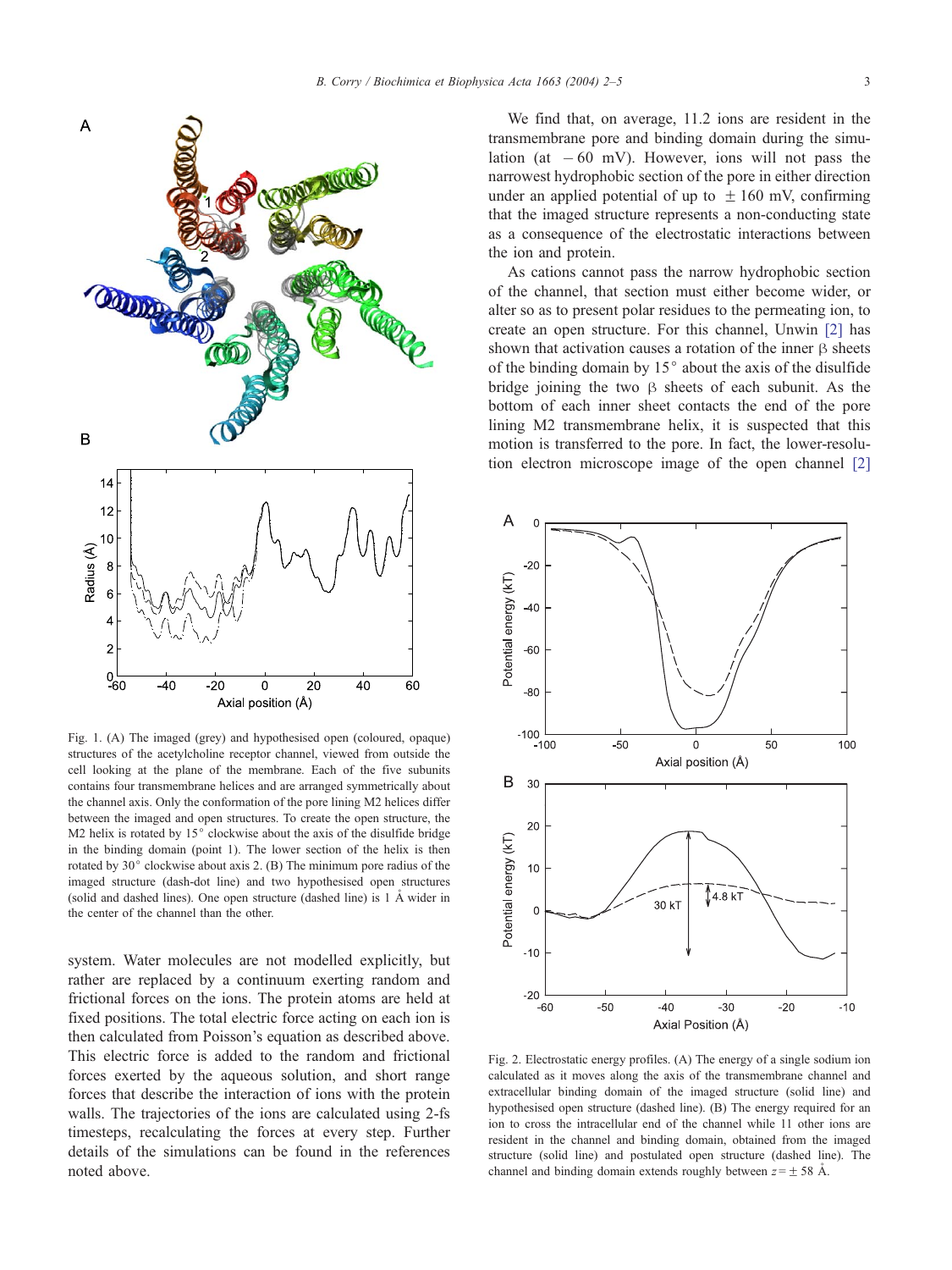Fig. 1. (A) The imaged (grey) and hypothesised open (coloured, opaque) structures of the acetylcholine receptor channel, viewed from outside the cell looking at the plane of the membrane. Each of the five subunits contains four transmembrane helices and are arranged symmetrically about the channel axis. Only the conformation of the pore lining M2 helices differ between the imaged and open structures. To create the open structure, the M2 helix is rotated by 15° clockwise about the axis of the disulfide bridge in the binding domain (point 1). The lower section of the helix is then rotated by 30° clockwise about axis 2. (B) The minimum pore radius of the imaged structure (dash-dot line) and two hypothesised open structures (solid and dashed lines). One open structure (dashed line) is 1 Å wider in the center of the channel than the other.

system. Water molecules are not modelled explicitly, but rather are replaced by a continuum exerting random and frictional forces on the ions. The protein atoms are held at fixed positions. The total electric force acting on each ion is then calculated from Poisson's equation as described above. This electric force is added to the random and frictional forces exerted by the aqueous solution, and short range forces that describe the interaction of ions with the protein walls. The trajectories of the ions are calculated using 2-fs timesteps, recalculating the forces at every step. Further details of the simulations can be found in the references noted above.

We find that, on average, 11.2 ions are resident in the transmembrane pore and binding domain during the simulation (at $-60$ mV). However, ions will not pass the narrowest hydrophobic section of the pore in either direction under an applied potential of up to $\pm 160$ mV, confirming that the imaged structure represents a non-conducting state as a consequence of the electrostatic interactions between the ion and protein.

As cations cannot pass the narrow hydrophobic section of the channel, that section must either become wider, or alter so as to present polar residues to the permeating ion, to create an open structure. For this channel, Unwin [2] has shown that activation causes a rotation of the inner β sheets of the binding domain by 15° about the axis of the disulfide bridge joining the two β sheets of each subunit. As the bottom of each inner sheet contacts the end of the pore lining M2 transmembrane helix, it is suspected that this motion is transferred to the pore. In fact, the lower-resolution electron microscope image of the open channel [2]

Fig. 2. Electrostatic energy profiles. (A) The energy of a single sodium ion calculated as it moves along the axis of the transmembrane channel and extracellular binding domain of the imaged structure (solid line) and hypothesised open structure (dashed line). (B) The energy required for an ion to cross the intracellular end of the channel while 11 other ions are resident in the channel and binding domain, obtained from the imaged structure (solid line) and postulated open structure (dashed line). The channel and binding domain extends roughly between $z = \pm 58$ Å.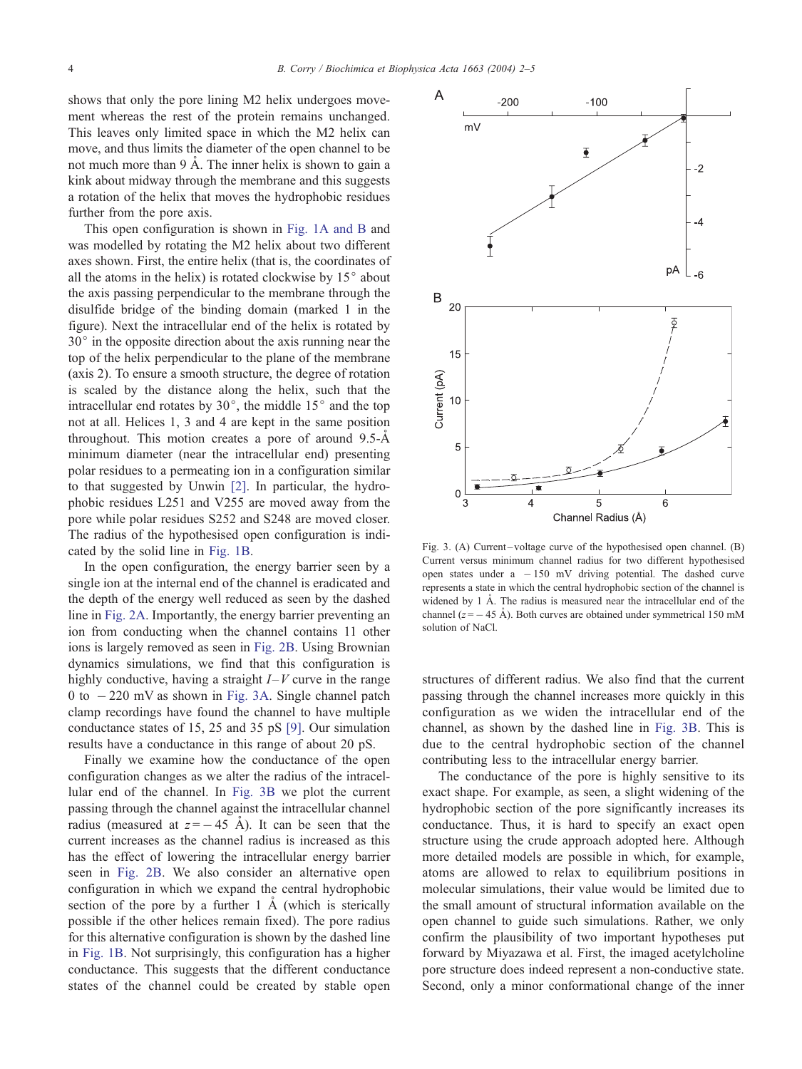shows that only the pore lining M2 helix undergoes movement whereas the rest of the protein remains unchanged. This leaves only limited space in which the M2 helix can move, and thus limits the diameter of the open channel to be not much more than 9 Å. The inner helix is shown to gain a kink about midway through the membrane and this suggests a rotation of the helix that moves the hydrophobic residues further from the pore axis.

This open configuration is shown in Fig. 1A and B and was modelled by rotating the M2 helix about two different axes shown. First, the entire helix (that is, the coordinates of all the atoms in the helix) is rotated clockwise by 15° about the axis passing perpendicular to the membrane through the disulfide bridge of the binding domain (marked 1 in the figure). Next the intracellular end of the helix is rotated by 30° in the opposite direction about the axis running near the top of the helix perpendicular to the plane of the membrane (axis 2). To ensure a smooth structure, the degree of rotation is scaled by the distance along the helix, such that the intracellular end rotates by 30°, the middle 15° and the top not at all. Helices 1, 3 and 4 are kept in the same position throughout. This motion creates a pore of around 9.5-Å minimum diameter (near the intracellular end) presenting polar residues to a permeating ion in a configuration similar to that suggested by Unwin [2]. In particular, the hydrophobic residues L251 and V255 are moved away from the pore while polar residues S252 and S248 are moved closer. The radius of the hypothesised open configuration is indicated by the solid line in Fig. 1B.

In the open configuration, the energy barrier seen by a single ion at the internal end of the channel is eradicated and the depth of the energy well reduced as seen by the dashed line in Fig. 2A. Importantly, the energy barrier preventing an ion from conducting when the channel contains 11 other ions is largely removed as seen in Fig. 2B. Using Brownian dynamics simulations, we find that this configuration is highly conductive, having a straight $I$–$V$ curve in the range 0 to −220 mV as shown in Fig. 3A. Single channel patch clamp recordings have found the channel to have multiple conductance states of 15, 25 and 35 pS [9]. Our simulation results have a conductance in this range of about 20 pS.

Finally we examine how the conductance of the open configuration changes as we alter the radius of the intracellular end of the channel. In Fig. 3B we plot the current passing through the channel against the intracellular channel radius (measured at $z = -45$ Å). It can be seen that the current increases as the channel radius is increased as this has the effect of lowering the intracellular energy barrier seen in Fig. 2B. We also consider an alternative open configuration in which we expand the central hydrophobic section of the pore by a further 1 Å (which is sterically possible if the other helices remain fixed). The pore radius for this alternative configuration is shown by the dashed line in Fig. 1B. Not surprisingly, this configuration has a higher conductance. This suggests that the different conductance states of the channel could be created by stable open structures of different radius. We also find that the current passing through the channel increases more quickly in this configuration as we widen the intracellular end of the channel, as shown by the dashed line in Fig. 3B. This is due to the central hydrophobic section of the channel contributing less to the intracellular energy barrier.

The conductance of the pore is highly sensitive to its exact shape. For example, as seen, a slight widening of the hydrophobic section of the pore significantly increases its conductance. Thus, it is hard to specify an exact open structure using the crude approach adopted here. Although more detailed models are possible in which, for example, atoms are allowed to relax to equilibrium positions in molecular simulations, their value would be limited due to the small amount of structural information available on the open channel to guide such simulations. Rather, we only confirm the plausibility of two important hypotheses put forward by Miyazawa et al. First, the imaged acetylcholine pore structure does indeed represent a non-conductive state. Second, only a minor conformational change of the inner

Fig. 3. (A) Current–voltage curve of the hypothesised open channel. (B) Current versus minimum channel radius for two different hypothesised open states under a −150 mV driving potential. The dashed curve represents a state in which the central hydrophobic section of the channel is widened by 1 Å. The radius is measured near the intracellular end of the channel ($z = -45$ Å). Both curves are obtained under symmetrical 150 mM solution of NaCl.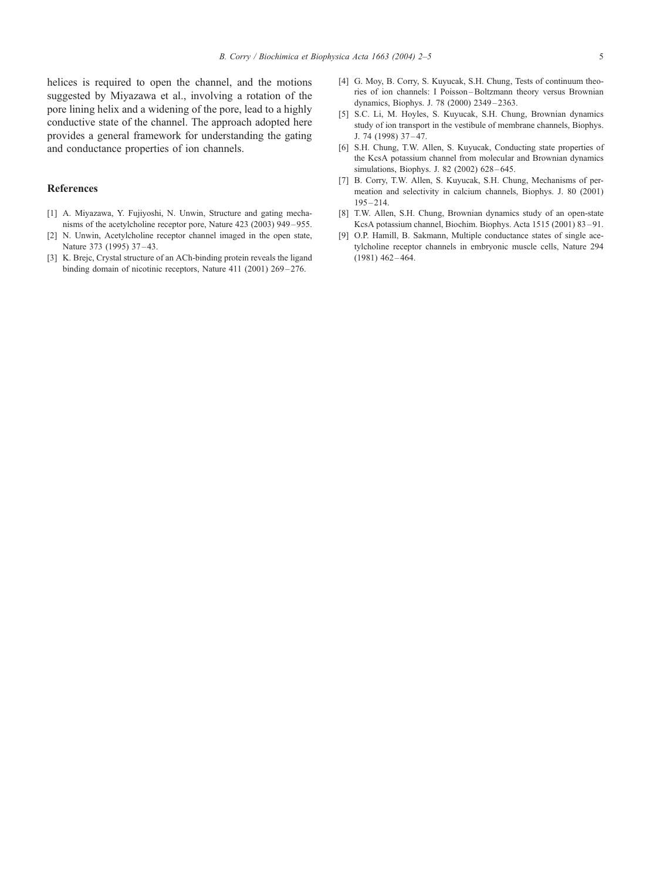helices is required to open the channel, and the motions suggested by Miyazawa et al., involving a rotation of the pore lining helix and a widening of the pore, lead to a highly conductive state of the channel. The approach adopted here provides a general framework for understanding the gating and conductance properties of ion channels.

## References

[1] A. Miyazawa, Y. Fujiyoshi, N. Unwin, Structure and gating mechanisms of the acetylcholine receptor pore, Nature 423 (2003) 949–955.

[2] N. Unwin, Acetylcholine receptor channel imaged in the open state, Nature 373 (1995) 37–43.

[3] K. Brejc, Crystal structure of an ACh-binding protein reveals the ligand binding domain of nicotinic receptors, Nature 411 (2001) 269–276.

[4] G. Moy, B. Corry, S. Kuyucak, S.H. Chung, Tests of continuum theories of ion channels: I Poisson–Boltzmann theory versus Brownian dynamics, Biophys. J. 78 (2000) 2349–2363.

[5] S.C. Li, M. Hoyles, S. Kuyucak, S.H. Chung, Brownian dynamics study of ion transport in the vestibule of membrane channels, Biophys. J. 74 (1998) 37–47.

[6] S.H. Chung, T.W. Allen, S. Kuyucak, Conducting state properties of the KcsA potassium channel from molecular and Brownian dynamics simulations, Biophys. J. 82 (2002) 628–645.

[7] B. Corry, T.W. Allen, S. Kuyucak, S.H. Chung, Mechanisms of permeation and selectivity in calcium channels, Biophys. J. 80 (2001) 195–214.

[8] T.W. Allen, S.H. Chung, Brownian dynamics study of an open-state KcsA potassium channel, Biochim. Biophys. Acta 1515 (2001) 83–91.

[9] O.P. Hamill, B. Sakmann, Multiple conductance states of single acetylcholine receptor channels in embryonic muscle cells, Nature 294 (1981) 462–464.